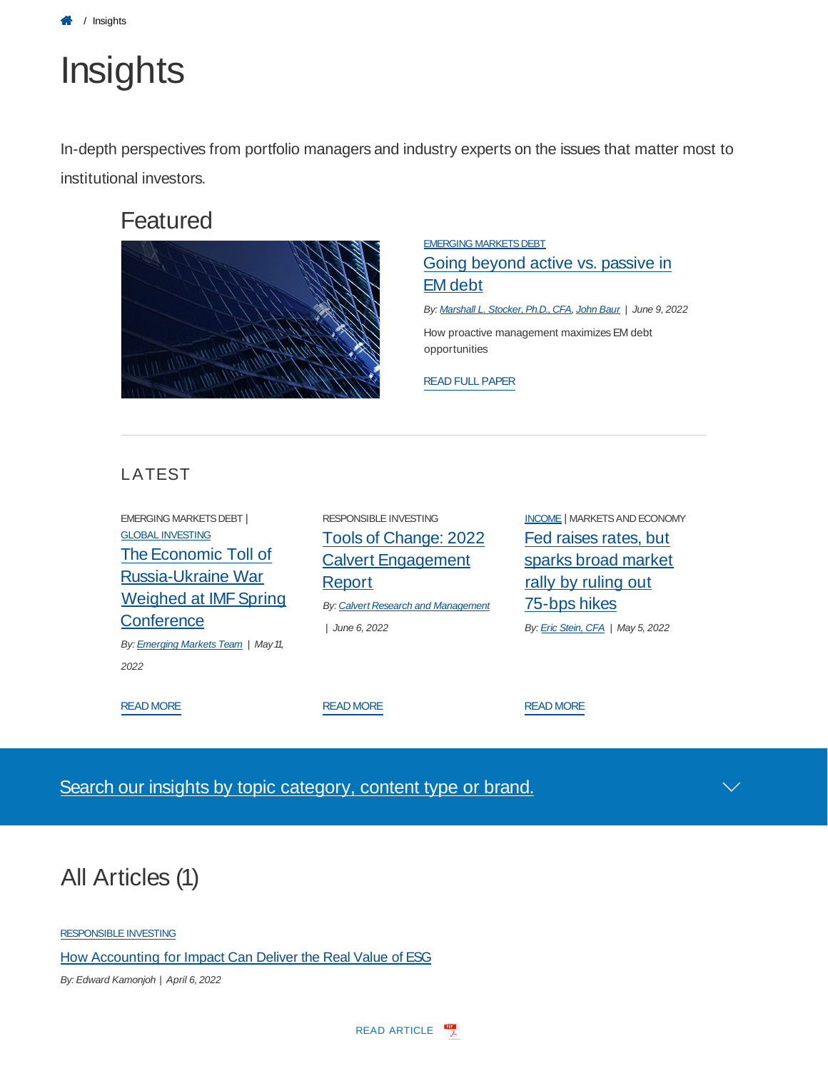/ Insights

# Insights

In-depth perspectives from portfolio managers and industry experts on the issues that matter most to institutional investors.

## Featured

EMERGING MARKETS DEBT

### Going beyond active vs. passive in EM debt

*By: Marshall L. Stocker, Ph.D., CFA, John Baur | June 9, 2022*

How proactive management maximizes EM debt opportunities

READ FULL PAPER

## LATEST

EMERGING MARKETS DEBT | GLOBAL INVESTING

### The Economic Toll of Russia-Ukraine War Weighed at IMF Spring Conference

*By: Emerging Markets Team | May 11, 2022*

READ MORE

RESPONSIBLE INVESTING

### Tools of Change: 2022 Calvert Engagement Report

*By: Calvert Research and Management | June 6, 2022*

READ MORE

INCOME | MARKETS AND ECONOMY

### Fed raises rates, but sparks broad market rally by ruling out 75-bps hikes

*By: Eric Stein, CFA | May 5, 2022*

READ MORE

Search our insights by topic category, content type or brand.

## All Articles (1)

RESPONSIBLE INVESTING

### How Accounting for Impact Can Deliver the Real Value of ESG

*By: Edward Kamonjoh | April 6, 2022*

READ ARTICLE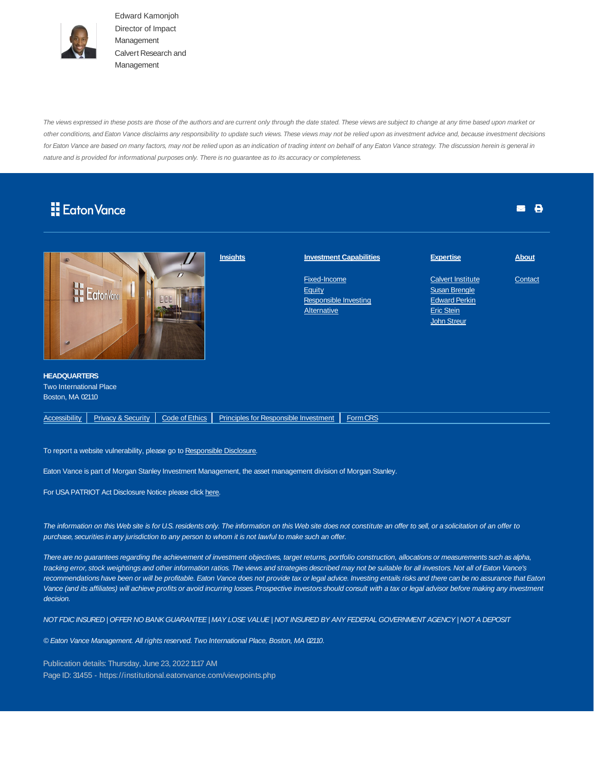Edward Kamonjoh
Director of Impact Management
Calvert Research and Management

*The views expressed in these posts are those of the authors and are current only through the date stated. These views are subject to change at any time based upon market or other conditions, and Eaton Vance disclaims any responsibility to update such views. These views may not be relied upon as investment advice and, because investment decisions for Eaton Vance are based on many factors, may not be relied upon as an indication of trading intent on behalf of any Eaton Vance strategy. The discussion herein is general in nature and is provided for informational purposes only. There is no guarantee as to its accuracy or completeness.*

Eaton Vance

**Insights**

**Investment Capabilities**

- Fixed-Income
- Equity
- Responsible Investing
- Alternative

**Expertise**

- Calvert Institute
- Susan Brengle
- Edward Perkin
- Eric Stein
- John Streur

**About**

- Contact

**HEADQUARTERS**
Two International Place
Boston, MA 02110

Accessibility | Privacy & Security | Code of Ethics | Principles for Responsible Investment | Form CRS

To report a website vulnerability, please go to Responsible Disclosure.

Eaton Vance is part of Morgan Stanley Investment Management, the asset management division of Morgan Stanley.

For USA PATRIOT Act Disclosure Notice please click here.

*The information on this Web site is for U.S. residents only. The information on this Web site does not constitute an offer to sell, or a solicitation of an offer to purchase, securities in any jurisdiction to any person to whom it is not lawful to make such an offer.*

*There are no guarantees regarding the achievement of investment objectives, target returns, portfolio construction, allocations or measurements such as alpha, tracking error, stock weightings and other information ratios. The views and strategies described may not be suitable for all investors. Not all of Eaton Vance's recommendations have been or will be profitable. Eaton Vance does not provide tax or legal advice. Investing entails risks and there can be no assurance that Eaton Vance (and its affiliates) will achieve profits or avoid incurring losses. Prospective investors should consult with a tax or legal advisor before making any investment decision.*

*NOT FDIC INSURED | OFFER NO BANK GUARANTEE | MAY LOSE VALUE | NOT INSURED BY ANY FEDERAL GOVERNMENT AGENCY | NOT A DEPOSIT*

*© Eaton Vance Management. All rights reserved. Two International Place, Boston, MA 02110.*

Publication details: Thursday, June 23, 2022 11:17 AM
Page ID: 31455 - https://institutional.eatonvance.com/viewpoints.php